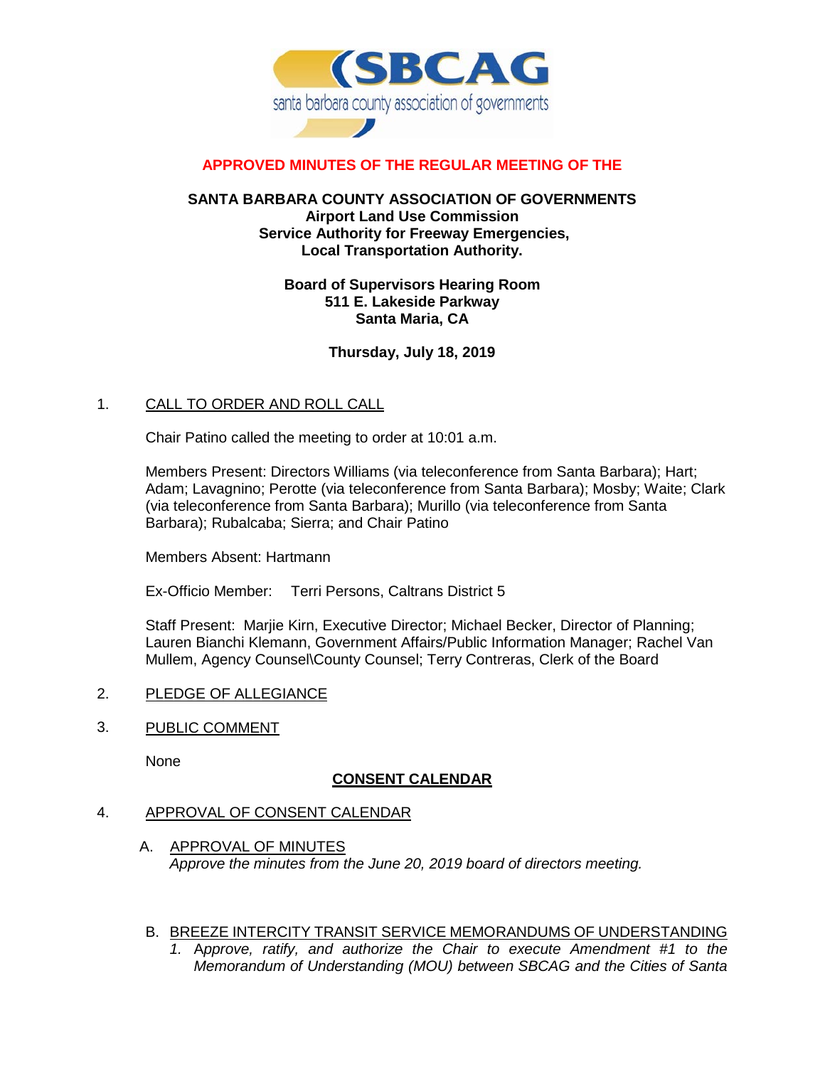**SBCAG**
santa barbara county association of governments

**APPROVED MINUTES OF THE REGULAR MEETING OF THE**

**SANTA BARBARA COUNTY ASSOCIATION OF GOVERNMENTS**
**Airport Land Use Commission**
**Service Authority for Freeway Emergencies,**
**Local Transportation Authority.**

**Board of Supervisors Hearing Room**
**511 E. Lakeside Parkway**
**Santa Maria, CA**

**Thursday, July 18, 2019**

1. CALL TO ORDER AND ROLL CALL

   Chair Patino called the meeting to order at 10:01 a.m.

   Members Present: Directors Williams (via teleconference from Santa Barbara); Hart; Adam; Lavagnino; Perotte (via teleconference from Santa Barbara); Mosby; Waite; Clark (via teleconference from Santa Barbara); Murillo (via teleconference from Santa Barbara); Rubalcaba; Sierra; and Chair Patino

   Members Absent: Hartmann

   Ex-Officio Member: Terri Persons, Caltrans District 5

   Staff Present: Marjie Kirn, Executive Director; Michael Becker, Director of Planning; Lauren Bianchi Klemann, Government Affairs/Public Information Manager; Rachel Van Mullem, Agency Counsel\County Counsel; Terry Contreras, Clerk of the Board

2. PLEDGE OF ALLEGIANCE

3. PUBLIC COMMENT

   None

**CONSENT CALENDAR**

4. APPROVAL OF CONSENT CALENDAR

   A. APPROVAL OF MINUTES
   *Approve the minutes from the June 20, 2019 board of directors meeting.*

   B. BREEZE INTERCITY TRANSIT SERVICE MEMORANDUMS OF UNDERSTANDING
   1. *Approve, ratify, and authorize the Chair to execute Amendment #1 to the Memorandum of Understanding (MOU) between SBCAG and the Cities of Santa*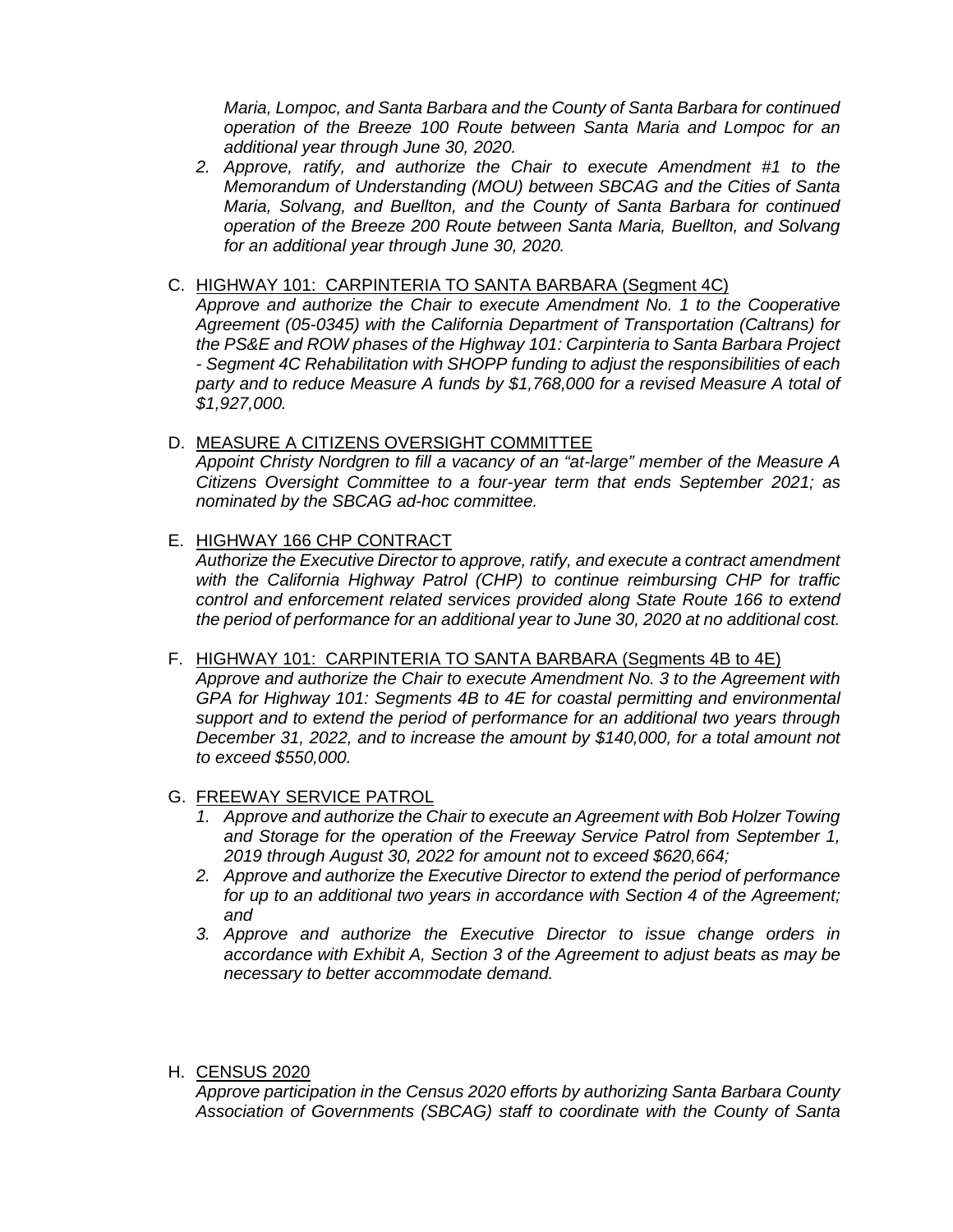*Maria, Lompoc, and Santa Barbara and the County of Santa Barbara for continued operation of the Breeze 100 Route between Santa Maria and Lompoc for an additional year through June 30, 2020.*

2. *Approve, ratify, and authorize the Chair to execute Amendment #1 to the Memorandum of Understanding (MOU) between SBCAG and the Cities of Santa Maria, Solvang, and Buellton, and the County of Santa Barbara for continued operation of the Breeze 200 Route between Santa Maria, Buellton, and Solvang for an additional year through June 30, 2020.*

C. <u>HIGHWAY 101: CARPINTERIA TO SANTA BARBARA (Segment 4C)</u>
*Approve and authorize the Chair to execute Amendment No. 1 to the Cooperative Agreement (05-0345) with the California Department of Transportation (Caltrans) for the PS&E and ROW phases of the Highway 101: Carpinteria to Santa Barbara Project - Segment 4C Rehabilitation with SHOPP funding to adjust the responsibilities of each party and to reduce Measure A funds by $1,768,000 for a revised Measure A total of $1,927,000.*

D. <u>MEASURE A CITIZENS OVERSIGHT COMMITTEE</u>
*Appoint Christy Nordgren to fill a vacancy of an "at-large" member of the Measure A Citizens Oversight Committee to a four-year term that ends September 2021; as nominated by the SBCAG ad-hoc committee.*

E. <u>HIGHWAY 166 CHP CONTRACT</u>
*Authorize the Executive Director to approve, ratify, and execute a contract amendment with the California Highway Patrol (CHP) to continue reimbursing CHP for traffic control and enforcement related services provided along State Route 166 to extend the period of performance for an additional year to June 30, 2020 at no additional cost.*

F. <u>HIGHWAY 101: CARPINTERIA TO SANTA BARBARA (Segments 4B to 4E)</u>
*Approve and authorize the Chair to execute Amendment No. 3 to the Agreement with GPA for Highway 101: Segments 4B to 4E for coastal permitting and environmental support and to extend the period of performance for an additional two years through December 31, 2022, and to increase the amount by $140,000, for a total amount not to exceed $550,000.*

G. <u>FREEWAY SERVICE PATROL</u>
1. *Approve and authorize the Chair to execute an Agreement with Bob Holzer Towing and Storage for the operation of the Freeway Service Patrol from September 1, 2019 through August 30, 2022 for amount not to exceed $620,664;*
2. *Approve and authorize the Executive Director to extend the period of performance for up to an additional two years in accordance with Section 4 of the Agreement; and*
3. *Approve and authorize the Executive Director to issue change orders in accordance with Exhibit A, Section 3 of the Agreement to adjust beats as may be necessary to better accommodate demand.*

H. <u>CENSUS 2020</u>
*Approve participation in the Census 2020 efforts by authorizing Santa Barbara County Association of Governments (SBCAG) staff to coordinate with the County of Santa*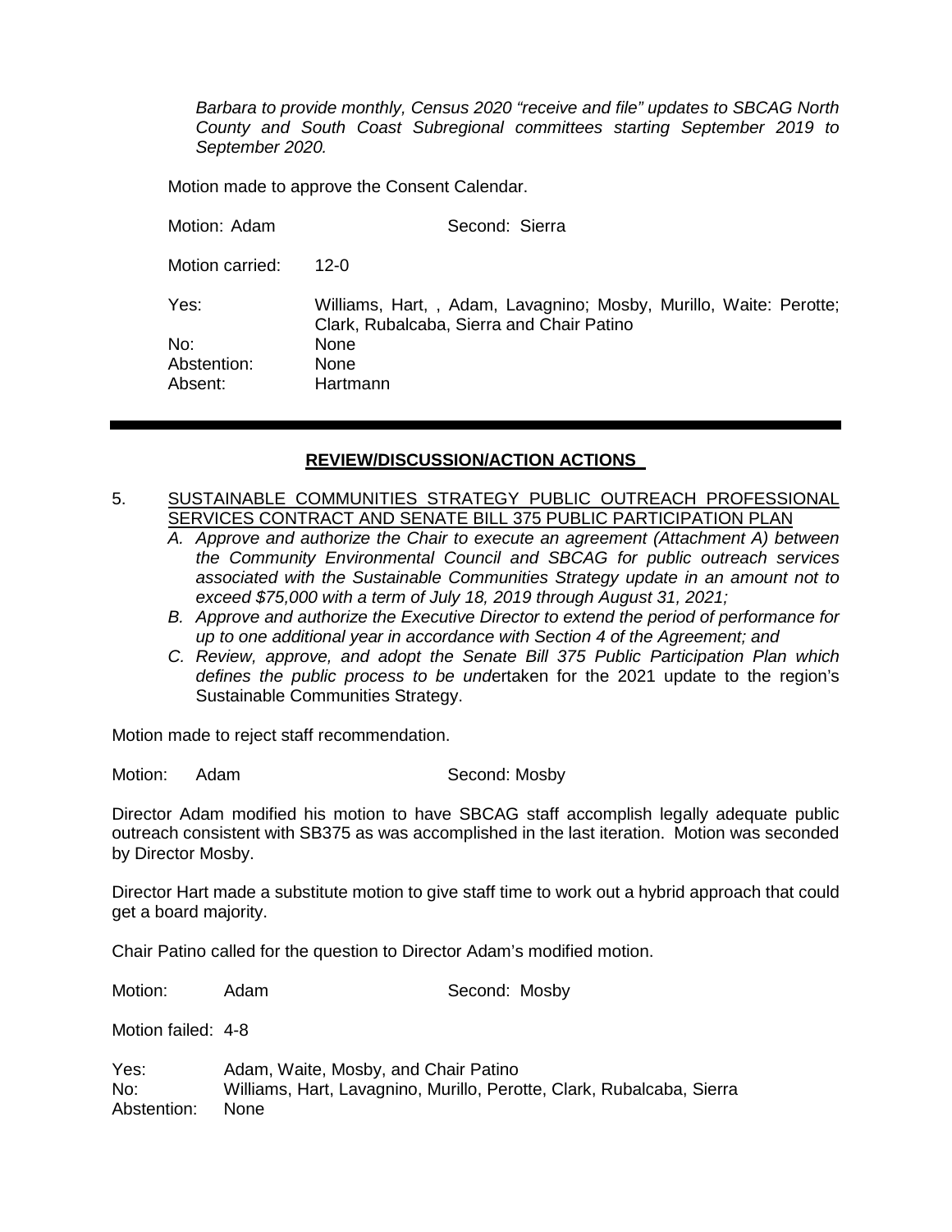*Barbara to provide monthly, Census 2020 "receive and file" updates to SBCAG North County and South Coast Subregional committees starting September 2019 to September 2020.*

Motion made to approve the Consent Calendar.

Motion: Adam Second: Sierra

Motion carried: 12-0

Yes: Williams, Hart, , Adam, Lavagnino; Mosby, Murillo, Waite: Perotte; Clark, Rubalcaba, Sierra and Chair Patino

No: None

Abstention: None

Absent: Hartmann

---

## REVIEW/DISCUSSION/ACTION ACTIONS

5. SUSTAINABLE COMMUNITIES STRATEGY PUBLIC OUTREACH PROFESSIONAL SERVICES CONTRACT AND SENATE BILL 375 PUBLIC PARTICIPATION PLAN
   *A. Approve and authorize the Chair to execute an agreement (Attachment A) between the Community Environmental Council and SBCAG for public outreach services associated with the Sustainable Communities Strategy update in an amount not to exceed $75,000 with a term of July 18, 2019 through August 31, 2021;*
   *B. Approve and authorize the Executive Director to extend the period of performance for up to one additional year in accordance with Section 4 of the Agreement; and*
   *C. Review, approve, and adopt the Senate Bill 375 Public Participation Plan which defines the public process to be und*ertaken for the 2021 update to the region's Sustainable Communities Strategy.

Motion made to reject staff recommendation.

Motion: Adam Second: Mosby

Director Adam modified his motion to have SBCAG staff accomplish legally adequate public outreach consistent with SB375 as was accomplished in the last iteration. Motion was seconded by Director Mosby.

Director Hart made a substitute motion to give staff time to work out a hybrid approach that could get a board majority.

Chair Patino called for the question to Director Adam's modified motion.

Motion: Adam Second: Mosby

Motion failed: 4-8

Yes: Adam, Waite, Mosby, and Chair Patino

No: Williams, Hart, Lavagnino, Murillo, Perotte, Clark, Rubalcaba, Sierra

Abstention: None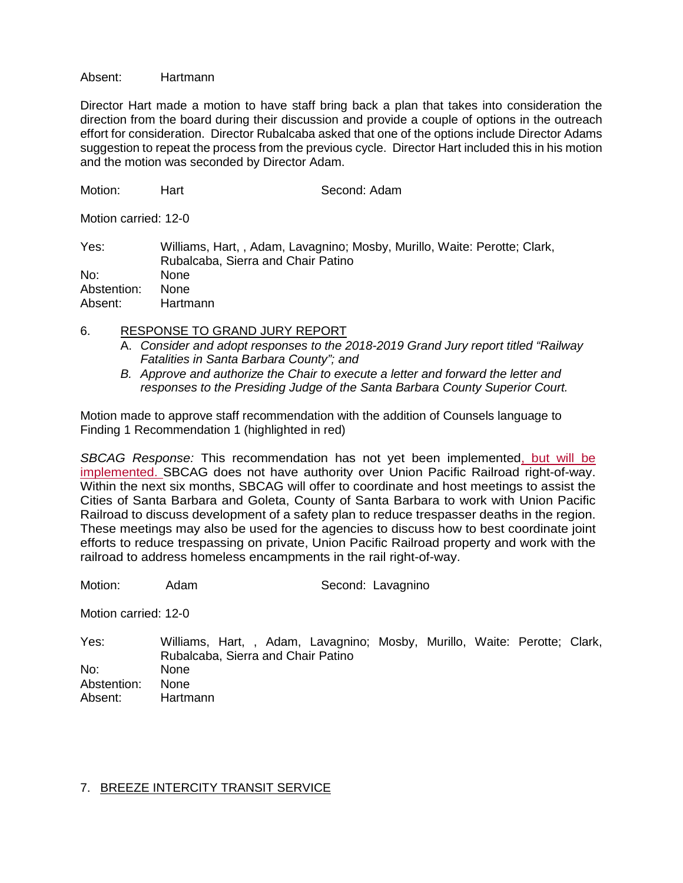Absent: Hartmann

Director Hart made a motion to have staff bring back a plan that takes into consideration the direction from the board during their discussion and provide a couple of options in the outreach effort for consideration. Director Rubalcaba asked that one of the options include Director Adams suggestion to repeat the process from the previous cycle. Director Hart included this in his motion and the motion was seconded by Director Adam.

Motion: Hart Second: Adam

Motion carried: 12-0

Yes: Williams, Hart, , Adam, Lavagnino; Mosby, Murillo, Waite: Perotte; Clark, Rubalcaba, Sierra and Chair Patino
No: None
Abstention: None
Absent: Hartmann

6. RESPONSE TO GRAND JURY REPORT

A. *Consider and adopt responses to the 2018-2019 Grand Jury report titled "Railway Fatalities in Santa Barbara County"; and*

B. *Approve and authorize the Chair to execute a letter and forward the letter and responses to the Presiding Judge of the Santa Barbara County Superior Court.*

Motion made to approve staff recommendation with the addition of Counsels language to Finding 1 Recommendation 1 (highlighted in red)

*SBCAG Response:* This recommendation has not yet been implemented, but will be implemented. SBCAG does not have authority over Union Pacific Railroad right-of-way. Within the next six months, SBCAG will offer to coordinate and host meetings to assist the Cities of Santa Barbara and Goleta, County of Santa Barbara to work with Union Pacific Railroad to discuss development of a safety plan to reduce trespasser deaths in the region. These meetings may also be used for the agencies to discuss how to best coordinate joint efforts to reduce trespassing on private, Union Pacific Railroad property and work with the railroad to address homeless encampments in the rail right-of-way.

Motion: Adam Second: Lavagnino

Motion carried: 12-0

Yes: Williams, Hart, , Adam, Lavagnino; Mosby, Murillo, Waite: Perotte; Clark, Rubalcaba, Sierra and Chair Patino
No: None
Abstention: None
Absent: Hartmann

7. BREEZE INTERCITY TRANSIT SERVICE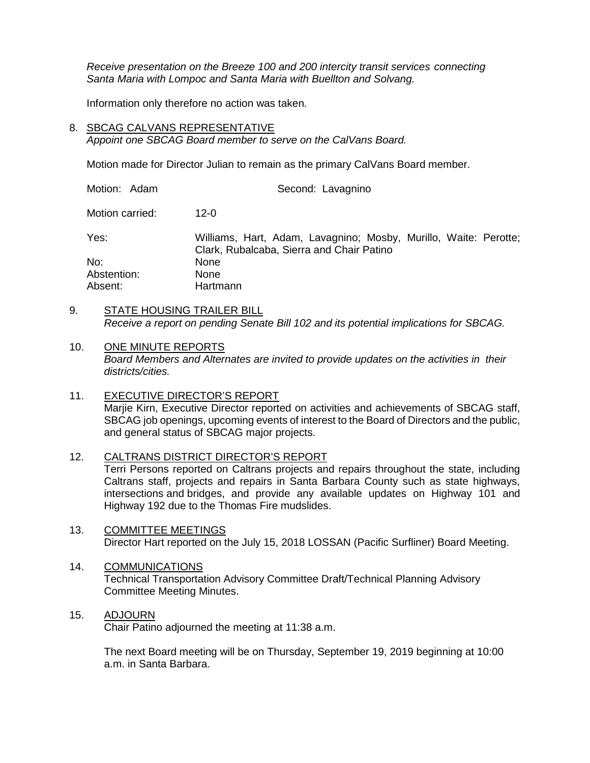*Receive presentation on the Breeze 100 and 200 intercity transit services connecting Santa Maria with Lompoc and Santa Maria with Buellton and Solvang.*

Information only therefore no action was taken.

8. SBCAG CALVANS REPRESENTATIVE
   *Appoint one SBCAG Board member to serve on the CalVans Board.*

   Motion made for Director Julian to remain as the primary CalVans Board member.

   Motion: Adam Second: Lavagnino

   Motion carried: 12-0

   Yes: Williams, Hart, Adam, Lavagnino; Mosby, Murillo, Waite: Perotte; Clark, Rubalcaba, Sierra and Chair Patino
   No: None
   Abstention: None
   Absent: Hartmann

9. STATE HOUSING TRAILER BILL
   *Receive a report on pending Senate Bill 102 and its potential implications for SBCAG.*

10. ONE MINUTE REPORTS
    *Board Members and Alternates are invited to provide updates on the activities in their districts/cities.*

11. EXECUTIVE DIRECTOR'S REPORT
    Marjie Kirn, Executive Director reported on activities and achievements of SBCAG staff, SBCAG job openings, upcoming events of interest to the Board of Directors and the public, and general status of SBCAG major projects.

12. CALTRANS DISTRICT DIRECTOR'S REPORT
    Terri Persons reported on Caltrans projects and repairs throughout the state, including Caltrans staff, projects and repairs in Santa Barbara County such as state highways, intersections and bridges, and provide any available updates on Highway 101 and Highway 192 due to the Thomas Fire mudslides.

13. COMMITTEE MEETINGS
    Director Hart reported on the July 15, 2018 LOSSAN (Pacific Surfliner) Board Meeting.

14. COMMUNICATIONS
    Technical Transportation Advisory Committee Draft/Technical Planning Advisory Committee Meeting Minutes.

15. ADJOURN
    Chair Patino adjourned the meeting at 11:38 a.m.

    The next Board meeting will be on Thursday, September 19, 2019 beginning at 10:00 a.m. in Santa Barbara.